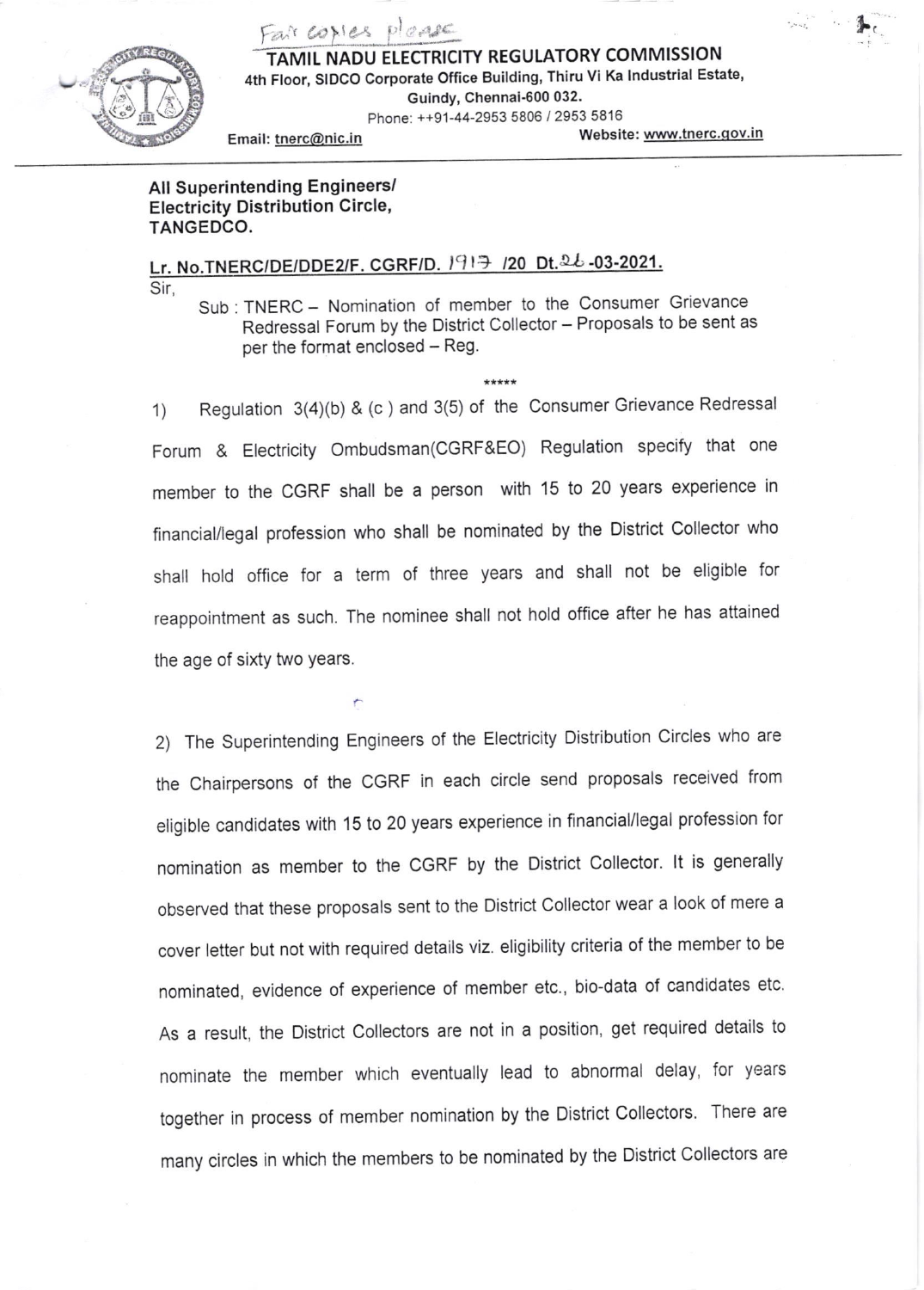Fair copies please

# TAMIL NADU ELECTRICITY REGULATORY COMMISSION

4th Floor, SIDCO Corporate Office Building, Thiru Vi Ka Industrial Estate,
Guindy, Chennai-600 032.
Phone: ++91-44-2953 5806 / 2953 5816

Email: tnerc@nic.in Website: www.tnerc.gov.in

**All Superintending Engineers/**
**Electricity Distribution Circle,**
**TANGEDCO.**

**Lr. No.TNERC/DE/DDE2/F. CGRF/D. 1917 /20 Dt.26-03-2021.**

Sir,

Sub : TNERC – Nomination of member to the Consumer Grievance Redressal Forum by the District Collector – Proposals to be sent as per the format enclosed – Reg.

\*\*\*\*\*

1) Regulation 3(4)(b) & (c ) and 3(5) of the Consumer Grievance Redressal Forum & Electricity Ombudsman(CGRF&EO) Regulation specify that one member to the CGRF shall be a person with 15 to 20 years experience in financial/legal profession who shall be nominated by the District Collector who shall hold office for a term of three years and shall not be eligible for reappointment as such. The nominee shall not hold office after he has attained the age of sixty two years.

2) The Superintending Engineers of the Electricity Distribution Circles who are the Chairpersons of the CGRF in each circle send proposals received from eligible candidates with 15 to 20 years experience in financial/legal profession for nomination as member to the CGRF by the District Collector. It is generally observed that these proposals sent to the District Collector wear a look of mere a cover letter but not with required details viz. eligibility criteria of the member to be nominated, evidence of experience of member etc., bio-data of candidates etc. As a result, the District Collectors are not in a position, get required details to nominate the member which eventually lead to abnormal delay, for years together in process of member nomination by the District Collectors. There are many circles in which the members to be nominated by the District Collectors are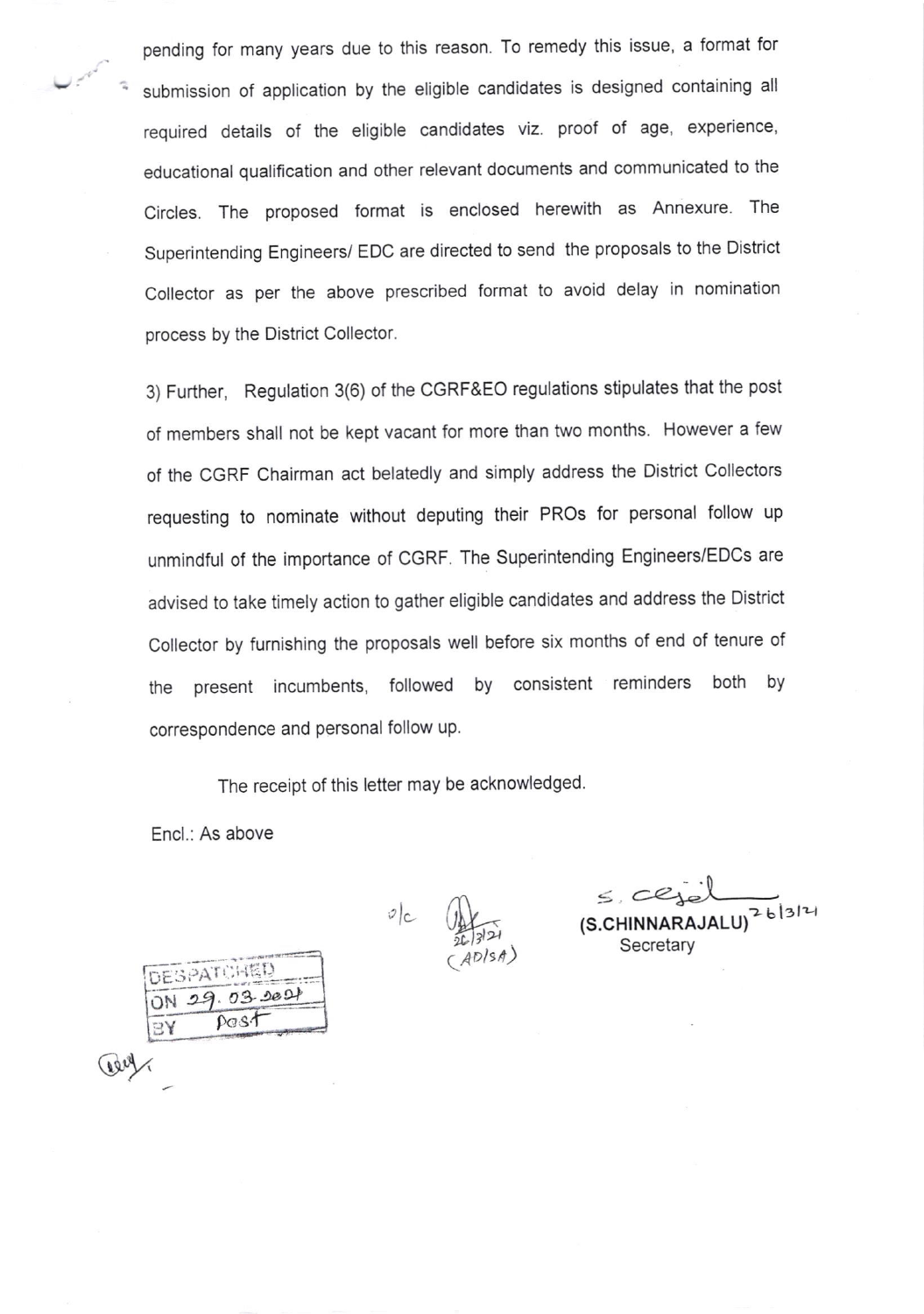pending for many years due to this reason. To remedy this issue, a format for submission of application by the eligible candidates is designed containing all required details of the eligible candidates viz. proof of age, experience, educational qualification and other relevant documents and communicated to the Circles. The proposed format is enclosed herewith as Annexure. The Superintending Engineers/ EDC are directed to send the proposals to the District Collector as per the above prescribed format to avoid delay in nomination process by the District Collector.

3) Further, Regulation 3(6) of the CGRF&EO regulations stipulates that the post of members shall not be kept vacant for more than two months. However a few of the CGRF Chairman act belatedly and simply address the District Collectors requesting to nominate without deputing their PROs for personal follow up unmindful of the importance of CGRF. The Superintending Engineers/EDCs are advised to take timely action to gather eligible candidates and address the District Collector by furnishing the proposals well before six months of end of tenure of the present incumbents, followed by consistent reminders both by correspondence and personal follow up.

The receipt of this letter may be acknowledged.

Encl.: As above

o/c (AD/SA) 26/3/21

(S.CHINNARAJALU) 26/3/21
Secretary

DESPATCHED
ON 29.03.2021
BY Post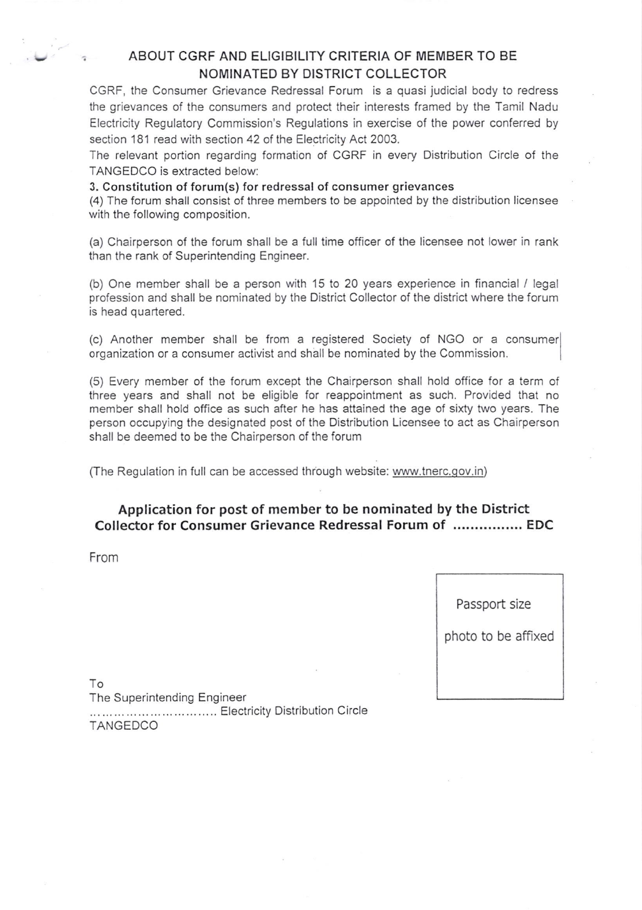## ABOUT CGRF AND ELIGIBILITY CRITERIA OF MEMBER TO BE NOMINATED BY DISTRICT COLLECTOR

CGRF, the Consumer Grievance Redressal Forum is a quasi judicial body to redress the grievances of the consumers and protect their interests framed by the Tamil Nadu Electricity Regulatory Commission's Regulations in exercise of the power conferred by section 181 read with section 42 of the Electricity Act 2003.

The relevant portion regarding formation of CGRF in every Distribution Circle of the TANGEDCO is extracted below:

**3. Constitution of forum(s) for redressal of consumer grievances**

(4) The forum shall consist of three members to be appointed by the distribution licensee with the following composition.

(a) Chairperson of the forum shall be a full time officer of the licensee not lower in rank than the rank of Superintending Engineer.

(b) One member shall be a person with 15 to 20 years experience in financial / legal profession and shall be nominated by the District Collector of the district where the forum is head quartered.

(c) Another member shall be from a registered Society of NGO or a consumer organization or a consumer activist and shall be nominated by the Commission.

(5) Every member of the forum except the Chairperson shall hold office for a term of three years and shall not be eligible for reappointment as such. Provided that no member shall hold office as such after he has attained the age of sixty two years. The person occupying the designated post of the Distribution Licensee to act as Chairperson shall be deemed to be the Chairperson of the forum

(The Regulation in full can be accessed through website: www.tnerc.gov.in)

### Application for post of member to be nominated by the District Collector for Consumer Grievance Redressal Forum of ................ EDC

From

Passport size photo to be affixed

To
The Superintending Engineer
.............................. Electricity Distribution Circle
TANGEDCO